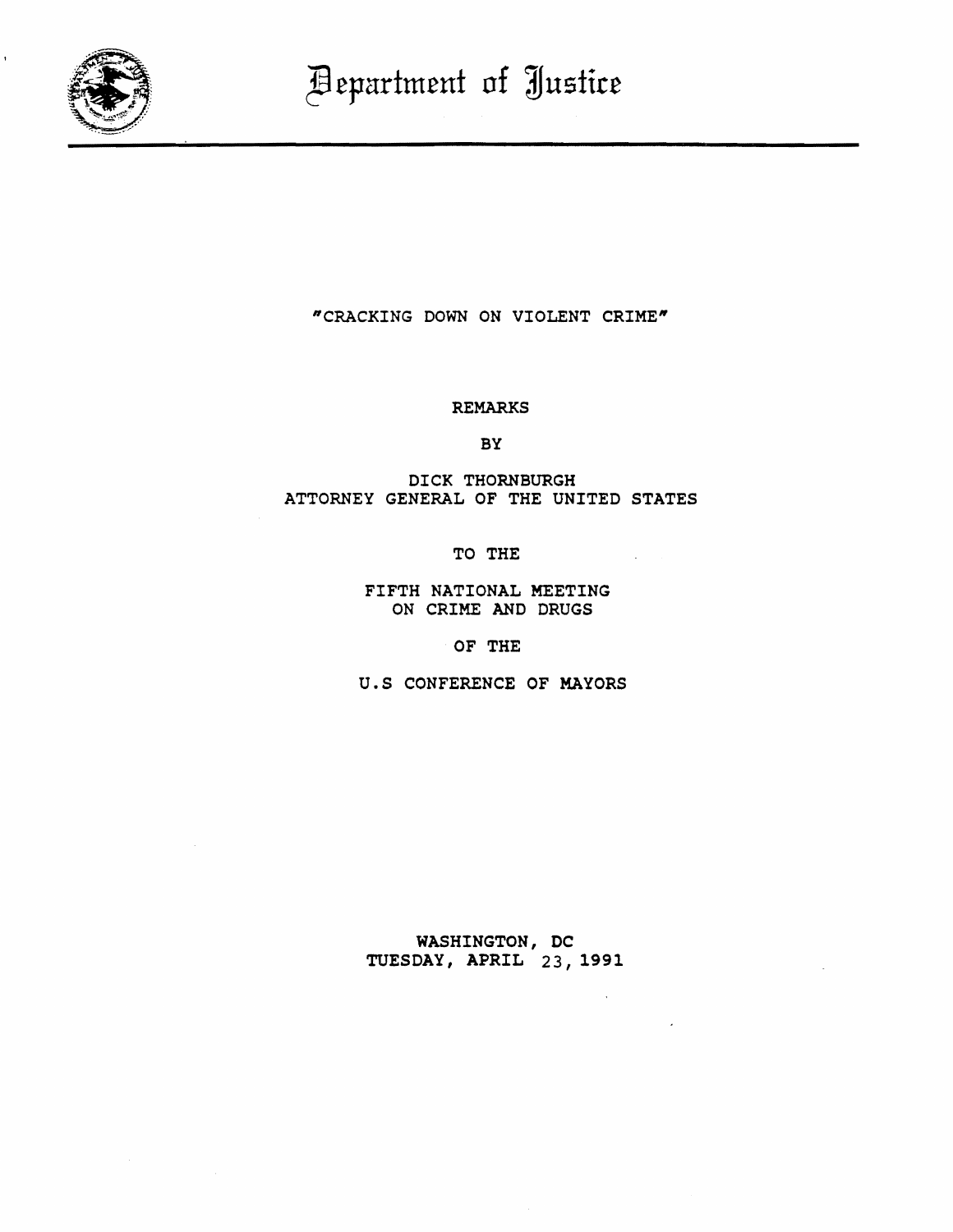# Department of Justice

"CRACKING DOWN ON VIOLENT CRIME"

REMARKS

BY

DICK THORNBURGH
ATTORNEY GENERAL OF THE UNITED STATES

TO THE

FIFTH NATIONAL MEETING
ON CRIME AND DRUGS

OF THE

U.S CONFERENCE OF MAYORS

WASHINGTON, DC
TUESDAY, APRIL 23, 1991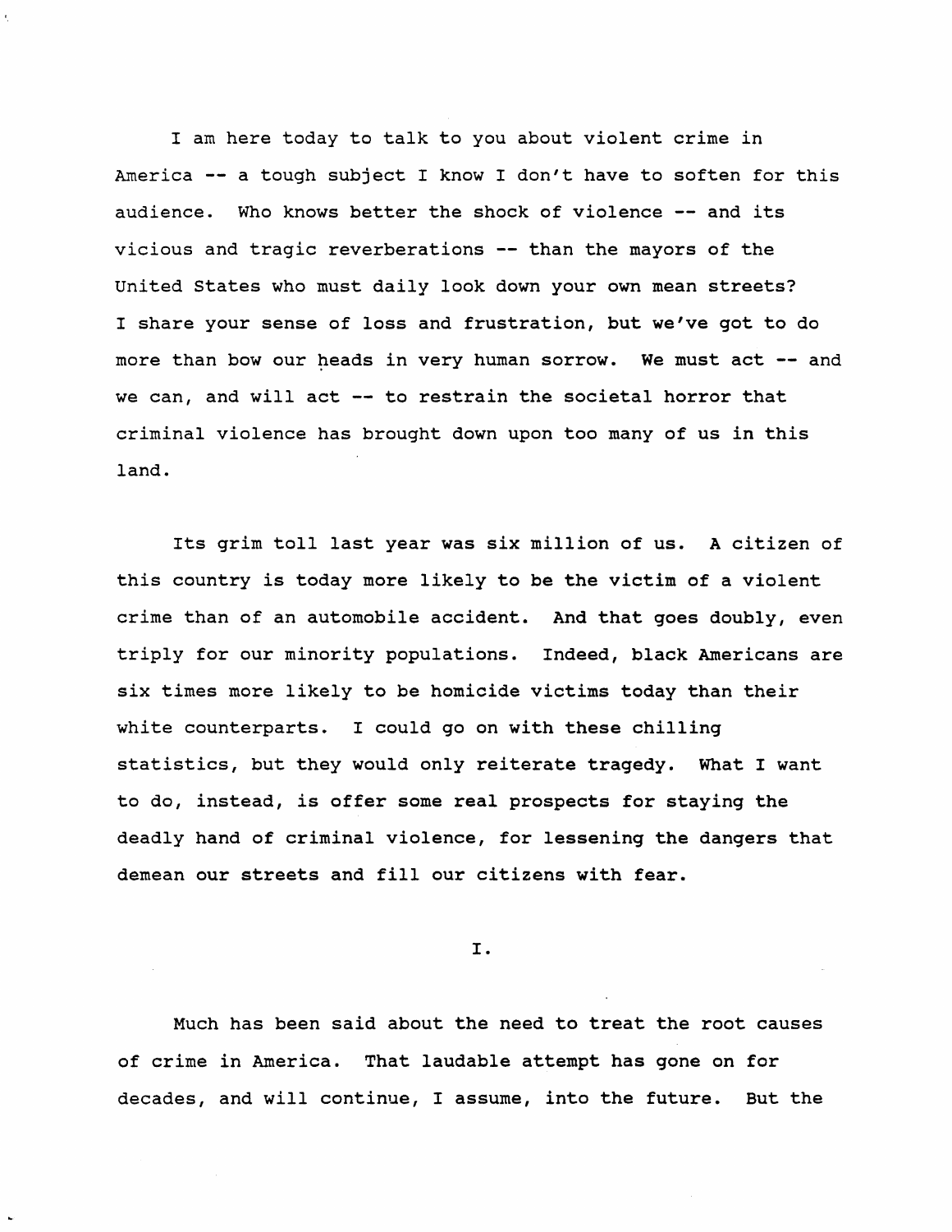I am here today to talk to you about violent crime in America -- a tough subject I know I don't have to soften for this audience. Who knows better the shock of violence -- and its vicious and tragic reverberations -- than the mayors of the United States who must daily look down your own mean streets? I share your sense of loss and frustration, but we've got to do more than bow our heads in very human sorrow. We must act -- and we can, and will act -- to restrain the societal horror that criminal violence has brought down upon too many of us in this land.

Its grim toll last year was six million of us. A citizen of this country is today more likely to be the victim of a violent crime than of an automobile accident. And that goes doubly, even triply for our minority populations. Indeed, black Americans are six times more likely to be homicide victims today than their white counterparts. I could go on with these chilling statistics, but they would only reiterate tragedy. What I want to do, instead, is offer some real prospects for staying the deadly hand of criminal violence, for lessening the dangers that demean our streets and fill our citizens with fear.

## I.

Much has been said about the need to treat the root causes of crime in America. That laudable attempt has gone on for decades, and will continue, I assume, into the future. But the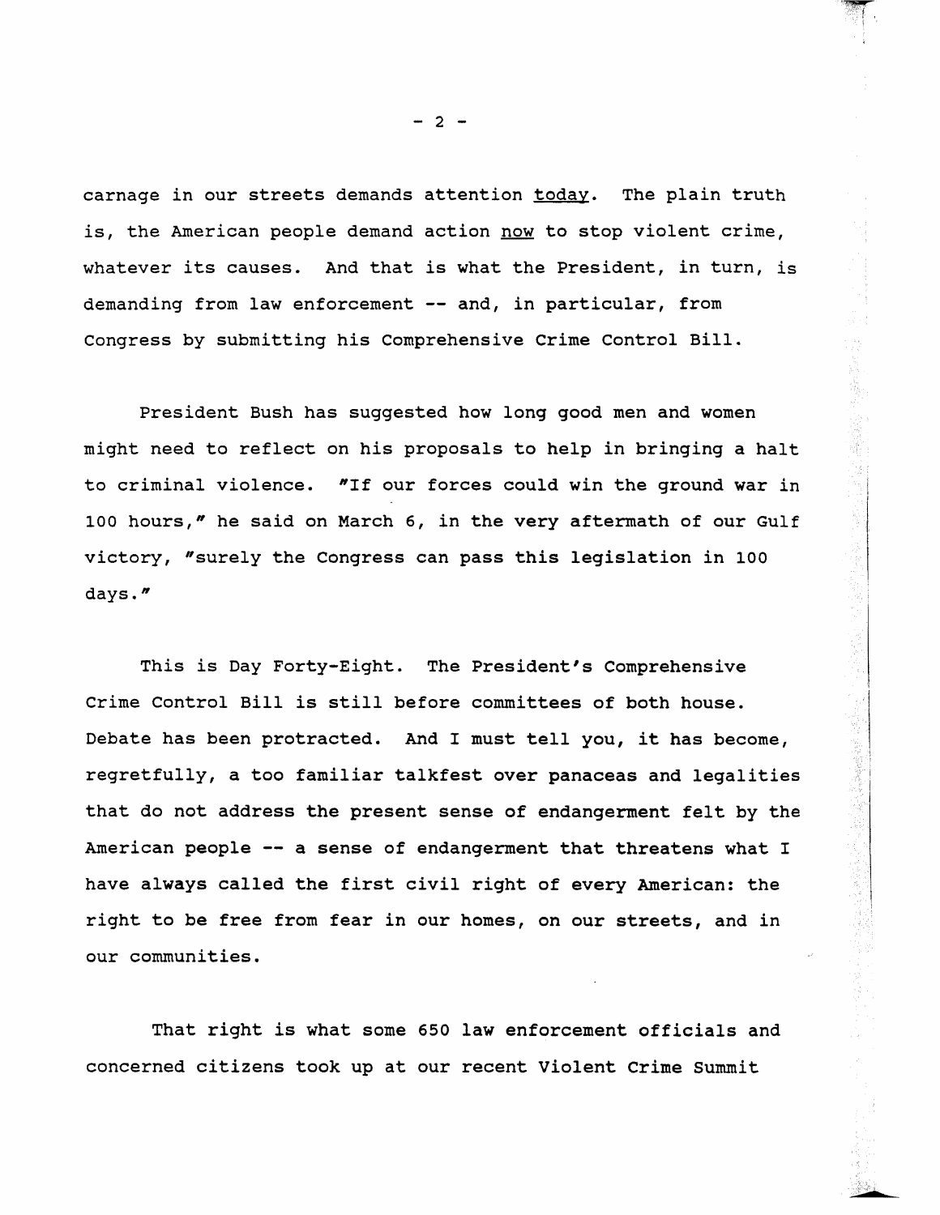carnage in our streets demands attention <u>today</u>. The plain truth is, the American people demand action <u>now</u> to stop violent crime, whatever its causes. And that is what the President, in turn, is demanding from law enforcement -- and, in particular, from Congress by submitting his Comprehensive Crime Control Bill.

President Bush has suggested how long good men and women might need to reflect on his proposals to help in bringing a halt to criminal violence. "If our forces could win the ground war in 100 hours," he said on March 6, in the very aftermath of our Gulf victory, "surely the Congress can pass this legislation in 100 days."

This is Day Forty-Eight. The President's Comprehensive Crime Control Bill is still before committees of both house. Debate has been protracted. And I must tell you, it has become, regretfully, a too familiar talkfest over panaceas and legalities that do not address the present sense of endangerment felt by the American people -- a sense of endangerment that threatens what I have always called the first civil right of every American: the right to be free from fear in our homes, on our streets, and in our communities.

That right is what some 650 law enforcement officials and concerned citizens took up at our recent Violent Crime Summit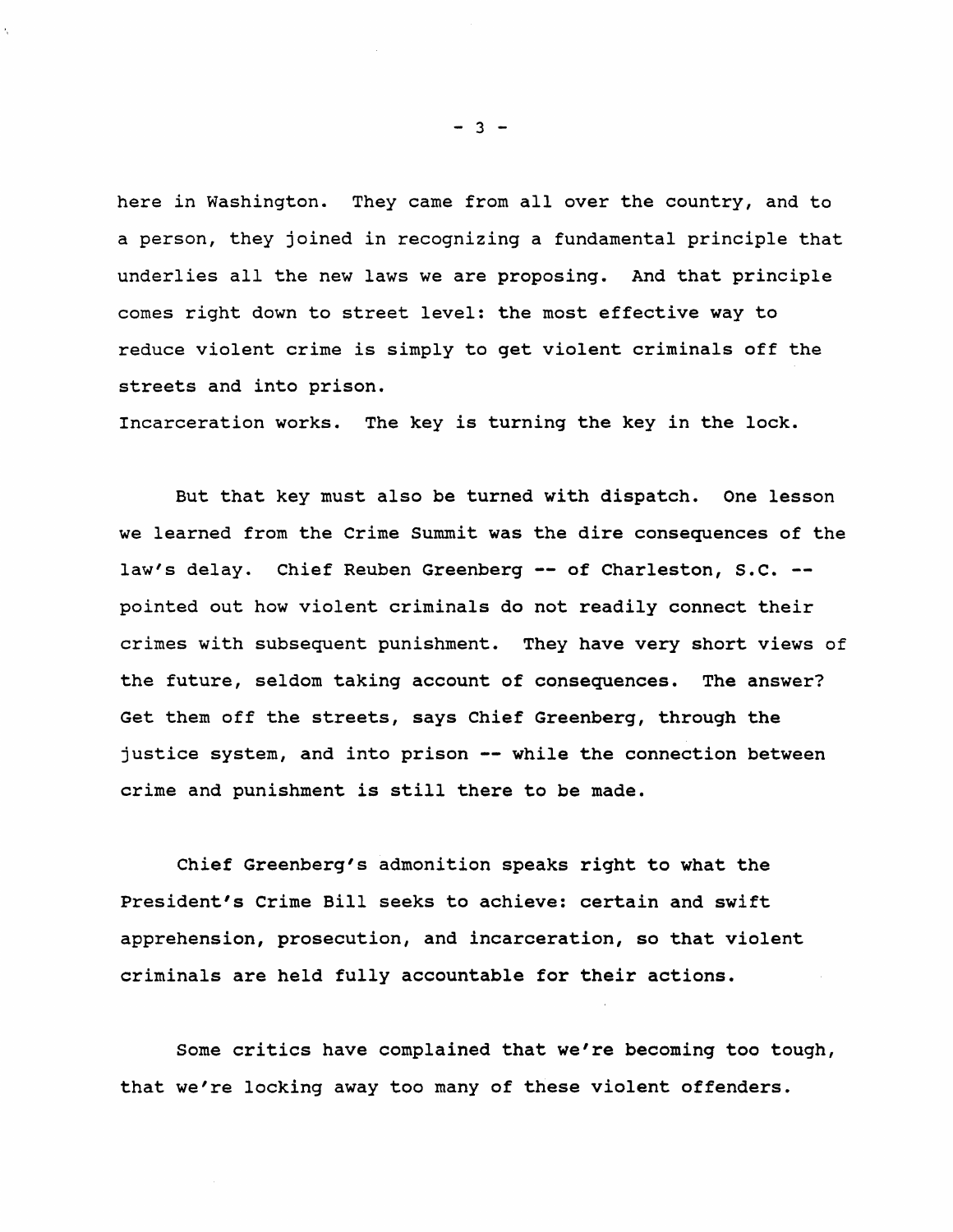here in Washington. They came from all over the country, and to a person, they joined in recognizing a fundamental principle that underlies all the new laws we are proposing. And that principle comes right down to street level: the most effective way to reduce violent crime is simply to get violent criminals off the streets and into prison.
Incarceration works. The key is turning the key in the lock.

But that key must also be turned with dispatch. One lesson we learned from the Crime Summit was the dire consequences of the law's delay. Chief Reuben Greenberg -- of Charleston, S.C. -- pointed out how violent criminals do not readily connect their crimes with subsequent punishment. They have very short views of the future, seldom taking account of consequences. The answer? Get them off the streets, says Chief Greenberg, through the justice system, and into prison -- while the connection between crime and punishment is still there to be made.

Chief Greenberg's admonition speaks right to what the President's Crime Bill seeks to achieve: certain and swift apprehension, prosecution, and incarceration, so that violent criminals are held fully accountable for their actions.

Some critics have complained that we're becoming too tough, that we're locking away too many of these violent offenders.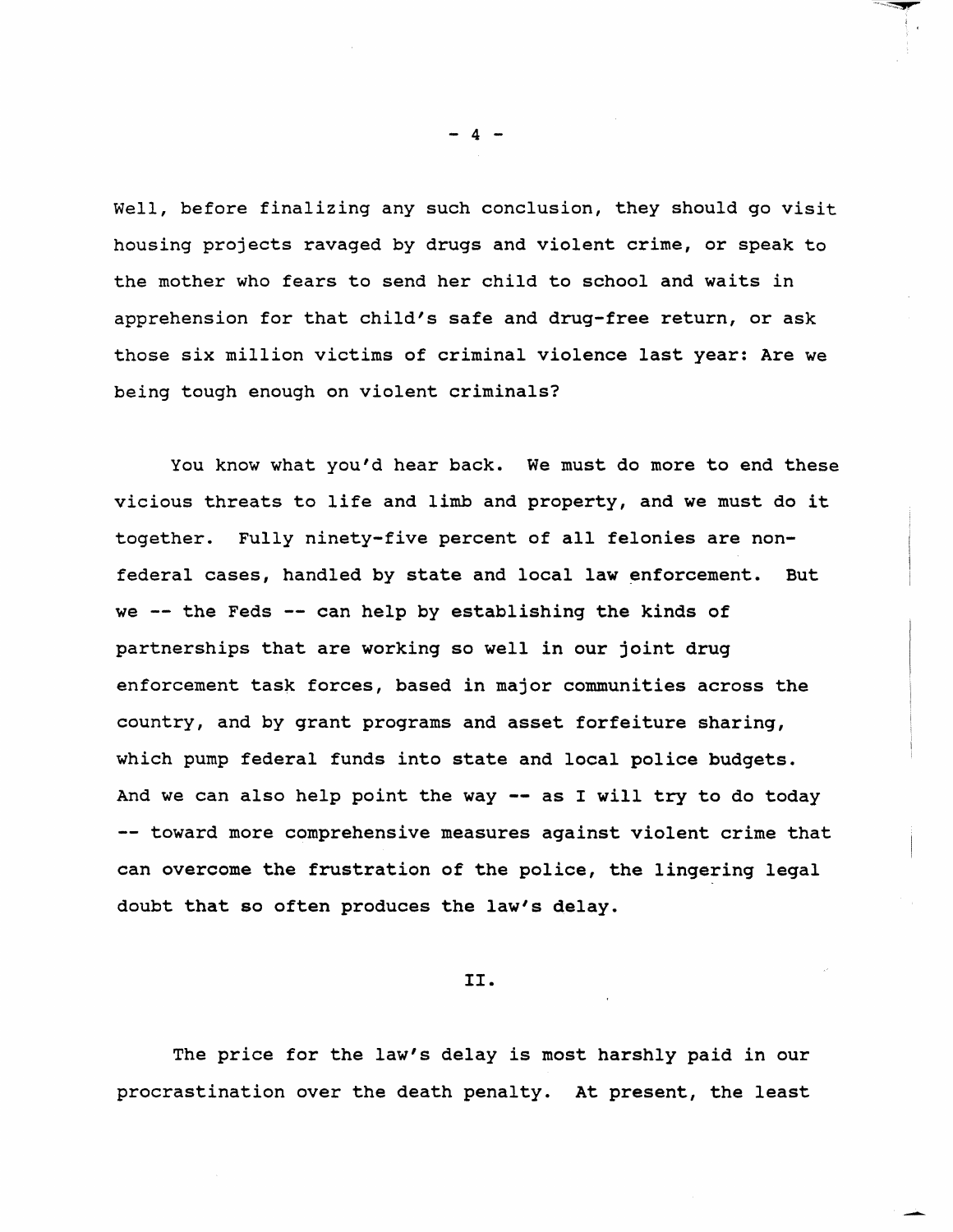Well, before finalizing any such conclusion, they should go visit housing projects ravaged by drugs and violent crime, or speak to the mother who fears to send her child to school and waits in apprehension for that child's safe and drug-free return, or ask those six million victims of criminal violence last year: Are we being tough enough on violent criminals?

You know what you'd hear back. We must do more to end these vicious threats to life and limb and property, and we must do it together. Fully ninety-five percent of all felonies are non-federal cases, handled by state and local law enforcement. But we -- the Feds -- can help by establishing the kinds of partnerships that are working so well in our joint drug enforcement task forces, based in major communities across the country, and by grant programs and asset forfeiture sharing, which pump federal funds into state and local police budgets. And we can also help point the way -- as I will try to do today -- toward more comprehensive measures against violent crime that can overcome the frustration of the police, the lingering legal doubt that so often produces the law's delay.

## II.

The price for the law's delay is most harshly paid in our procrastination over the death penalty. At present, the least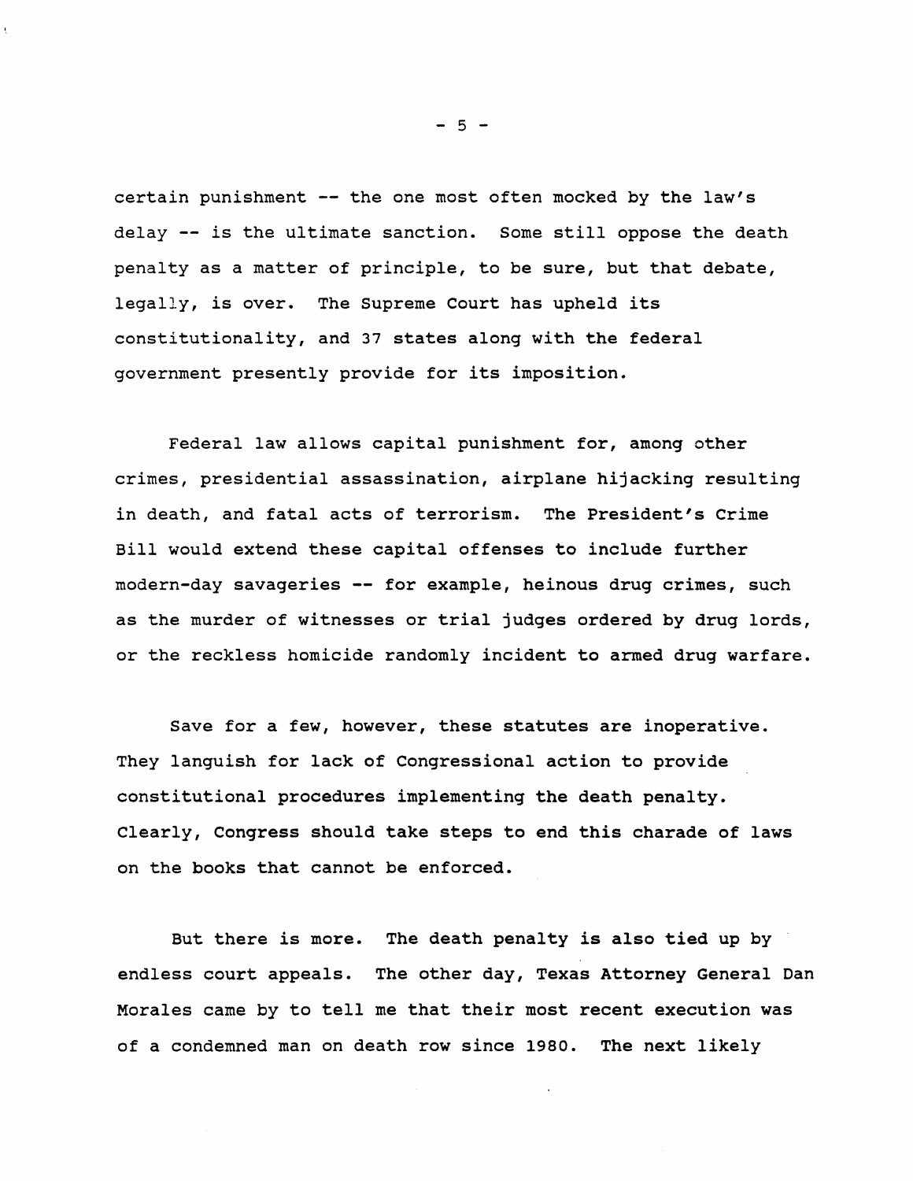certain punishment -- the one most often mocked by the law's delay -- is the ultimate sanction. Some still oppose the death penalty as a matter of principle, to be sure, but that debate, legally, is over. The Supreme Court has upheld its constitutionality, and 37 states along with the federal government presently provide for its imposition.

Federal law allows capital punishment for, among other crimes, presidential assassination, airplane hijacking resulting in death, and fatal acts of terrorism. The President's Crime Bill would extend these capital offenses to include further modern-day savageries -- for example, heinous drug crimes, such as the murder of witnesses or trial judges ordered by drug lords, or the reckless homicide randomly incident to armed drug warfare.

Save for a few, however, these statutes are inoperative. They languish for lack of Congressional action to provide constitutional procedures implementing the death penalty. Clearly, Congress should take steps to end this charade of laws on the books that cannot be enforced.

But there is more. The death penalty is also tied up by endless court appeals. The other day, Texas Attorney General Dan Morales came by to tell me that their most recent execution was of a condemned man on death row since 1980. The next likely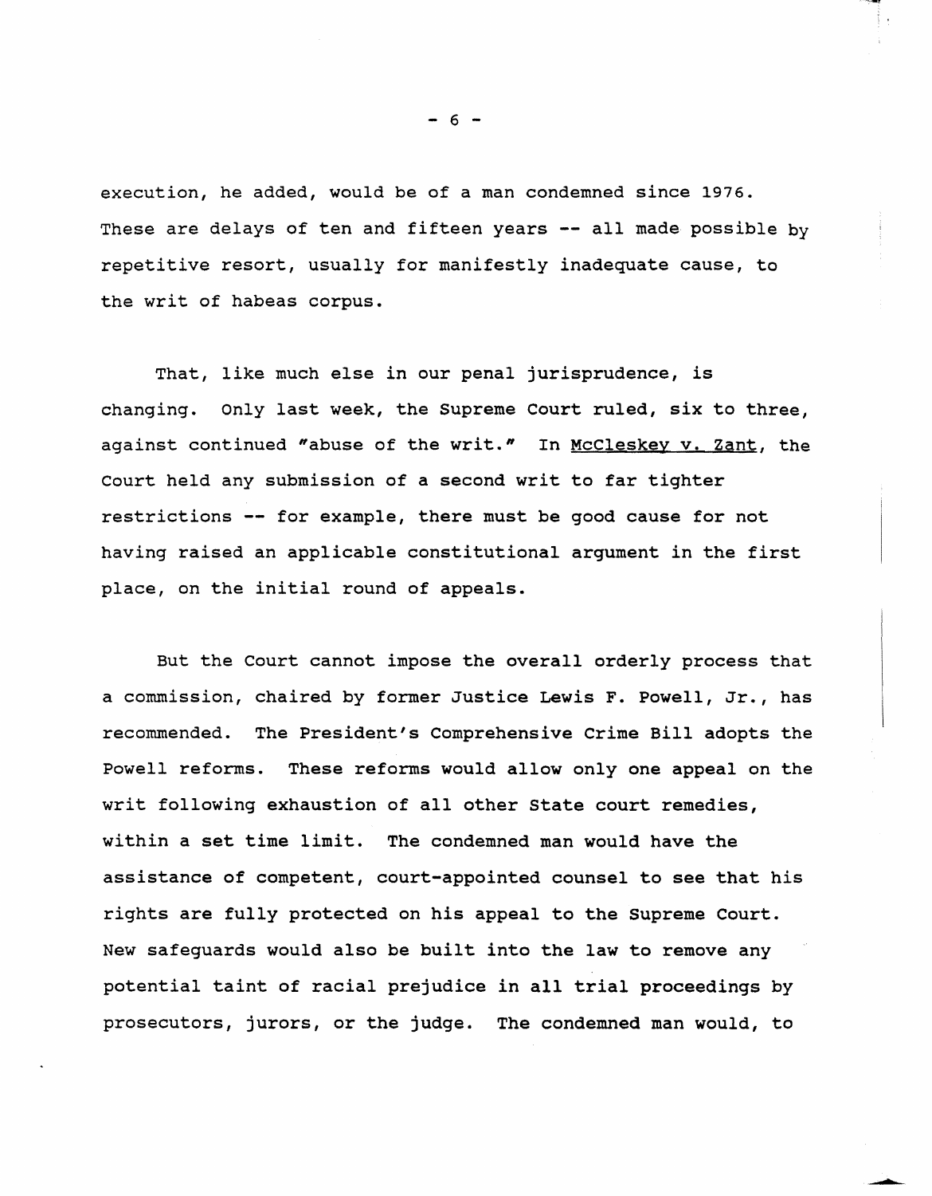execution, he added, would be of a man condemned since 1976. These are delays of ten and fifteen years -- all made possible by repetitive resort, usually for manifestly inadequate cause, to the writ of habeas corpus.

That, like much else in our penal jurisprudence, is changing. Only last week, the Supreme Court ruled, six to three, against continued "abuse of the writ." In McCleskey v. Zant, the Court held any submission of a second writ to far tighter restrictions -- for example, there must be good cause for not having raised an applicable constitutional argument in the first place, on the initial round of appeals.

But the Court cannot impose the overall orderly process that a commission, chaired by former Justice Lewis F. Powell, Jr., has recommended. The President's Comprehensive Crime Bill adopts the Powell reforms. These reforms would allow only one appeal on the writ following exhaustion of all other State court remedies, within a set time limit. The condemned man would have the assistance of competent, court-appointed counsel to see that his rights are fully protected on his appeal to the Supreme Court. New safeguards would also be built into the law to remove any potential taint of racial prejudice in all trial proceedings by prosecutors, jurors, or the judge. The condemned man would, to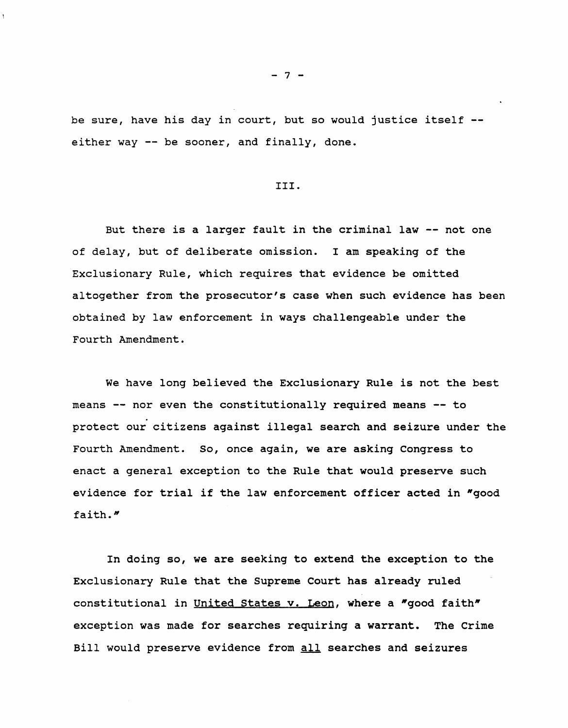be sure, have his day in court, but so would justice itself -- either way -- be sooner, and finally, done.

## III.

But there is a larger fault in the criminal law -- not one of delay, but of deliberate omission. I am speaking of the Exclusionary Rule, which requires that evidence be omitted altogether from the prosecutor's case when such evidence has been obtained by law enforcement in ways challengeable under the Fourth Amendment.

We have long believed the Exclusionary Rule is not the best means -- nor even the constitutionally required means -- to protect our citizens against illegal search and seizure under the Fourth Amendment. So, once again, we are asking Congress to enact a general exception to the Rule that would preserve such evidence for trial if the law enforcement officer acted in "good faith."

In doing so, we are seeking to extend the exception to the Exclusionary Rule that the Supreme Court has already ruled constitutional in United States v. Leon, where a "good faith" exception was made for searches requiring a warrant. The Crime Bill would preserve evidence from all searches and seizures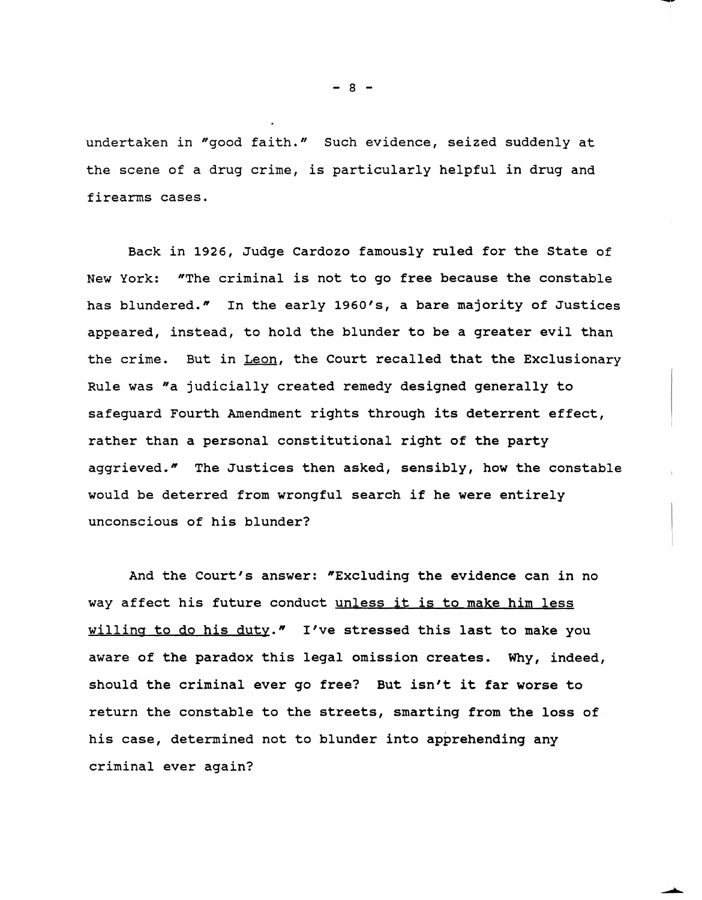undertaken in "good faith." Such evidence, seized suddenly at the scene of a drug crime, is particularly helpful in drug and firearms cases.

Back in 1926, Judge Cardozo famously ruled for the State of New York: "The criminal is not to go free because the constable has blundered." In the early 1960's, a bare majority of Justices appeared, instead, to hold the blunder to be a greater evil than the crime. But in Leon, the Court recalled that the Exclusionary Rule was "a judicially created remedy designed generally to safeguard Fourth Amendment rights through its deterrent effect, rather than a personal constitutional right of the party aggrieved." The Justices then asked, sensibly, how the constable would be deterred from wrongful search if he were entirely unconscious of his blunder?

And the Court's answer: "Excluding the evidence can in no way affect his future conduct unless it is to make him less willing to do his duty." I've stressed this last to make you aware of the paradox this legal omission creates. Why, indeed, should the criminal ever go free? But isn't it far worse to return the constable to the streets, smarting from the loss of his case, determined not to blunder into apprehending any criminal ever again?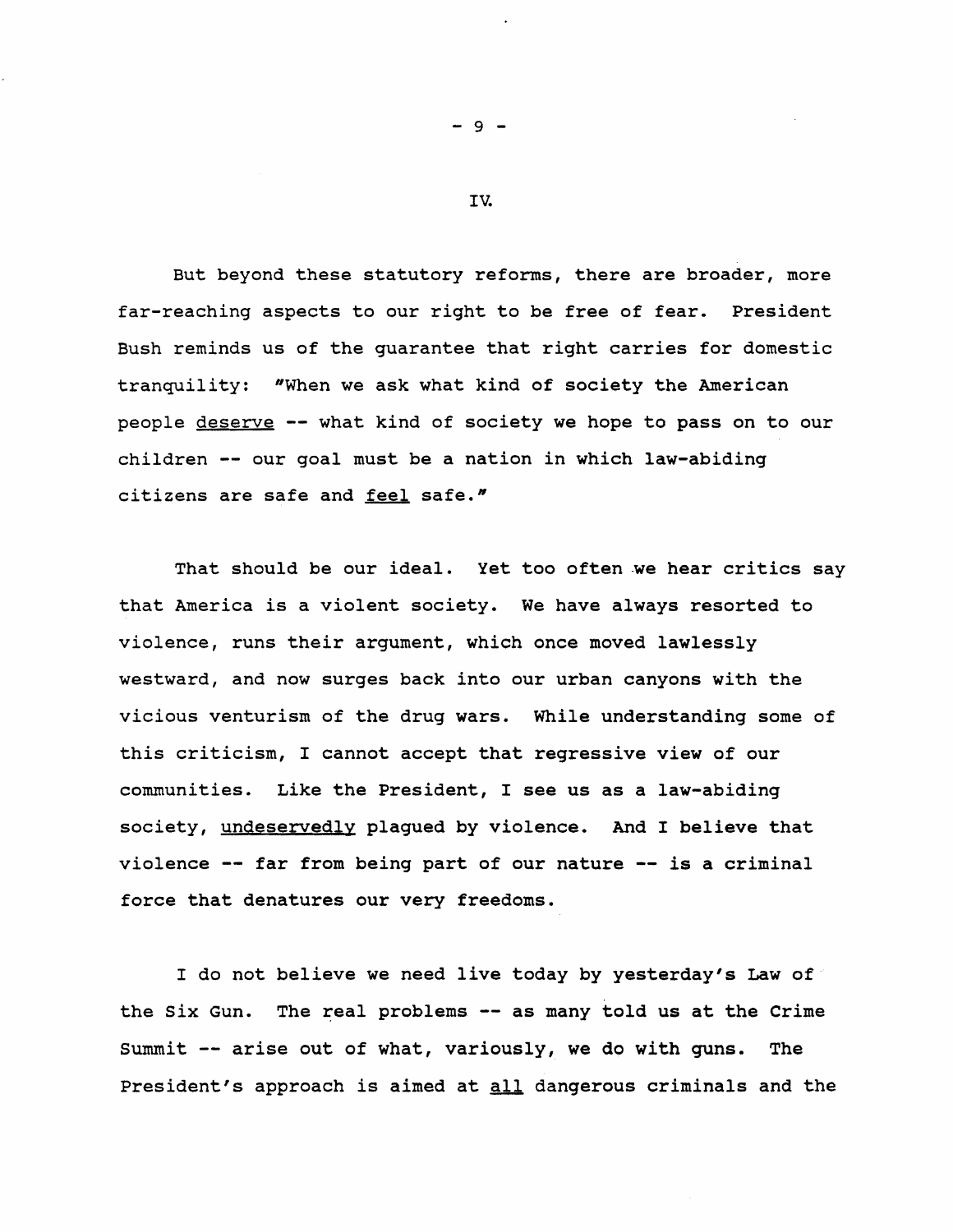## IV.

But beyond these statutory reforms, there are broader, more far-reaching aspects to our right to be free of fear. President Bush reminds us of the guarantee that right carries for domestic tranquility: "When we ask what kind of society the American people _deserve_ -- what kind of society we hope to pass on to our children -- our goal must be a nation in which law-abiding citizens are safe and _feel_ safe."

That should be our ideal. Yet too often we hear critics say that America is a violent society. We have always resorted to violence, runs their argument, which once moved lawlessly westward, and now surges back into our urban canyons with the vicious venturism of the drug wars. While understanding some of this criticism, I cannot accept that regressive view of our communities. Like the President, I see us as a law-abiding society, _undeservedly_ plagued by violence. And I believe that violence -- far from being part of our nature -- is a criminal force that denatures our very freedoms.

I do not believe we need live today by yesterday's Law of the Six Gun. The real problems -- as many told us at the Crime Summit -- arise out of what, variously, we do with guns. The President's approach is aimed at _all_ dangerous criminals and the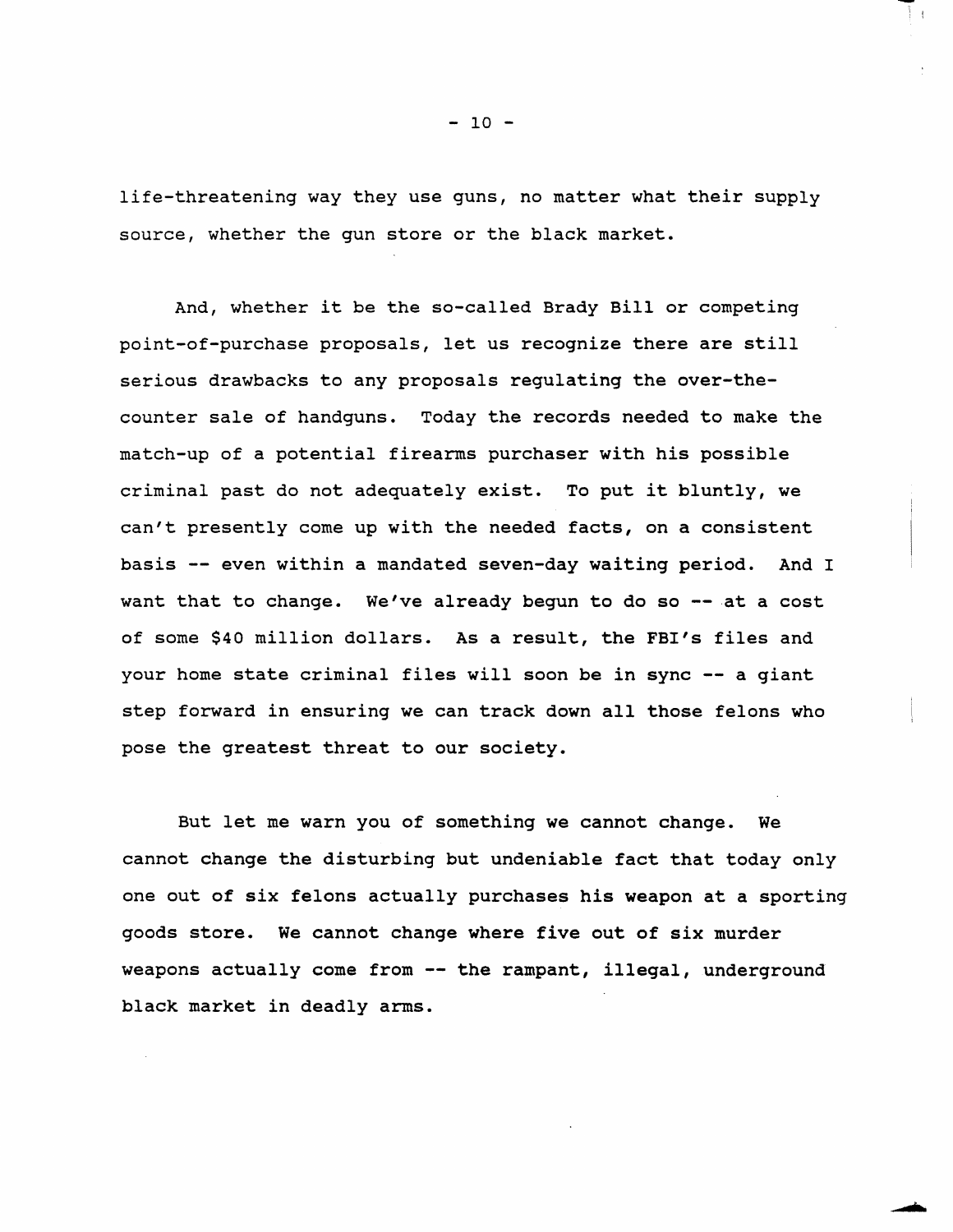life-threatening way they use guns, no matter what their supply source, whether the gun store or the black market.

And, whether it be the so-called Brady Bill or competing point-of-purchase proposals, let us recognize there are still serious drawbacks to any proposals regulating the over-the-counter sale of handguns. Today the records needed to make the match-up of a potential firearms purchaser with his possible criminal past do not adequately exist. To put it bluntly, we can't presently come up with the needed facts, on a consistent basis -- even within a mandated seven-day waiting period. And I want that to change. We've already begun to do so -- at a cost of some $40 million dollars. As a result, the FBI's files and your home state criminal files will soon be in sync -- a giant step forward in ensuring we can track down all those felons who pose the greatest threat to our society.

But let me warn you of something we cannot change. We cannot change the disturbing but undeniable fact that today only one out of six felons actually purchases his weapon at a sporting goods store. We cannot change where five out of six murder weapons actually come from -- the rampant, illegal, underground black market in deadly arms.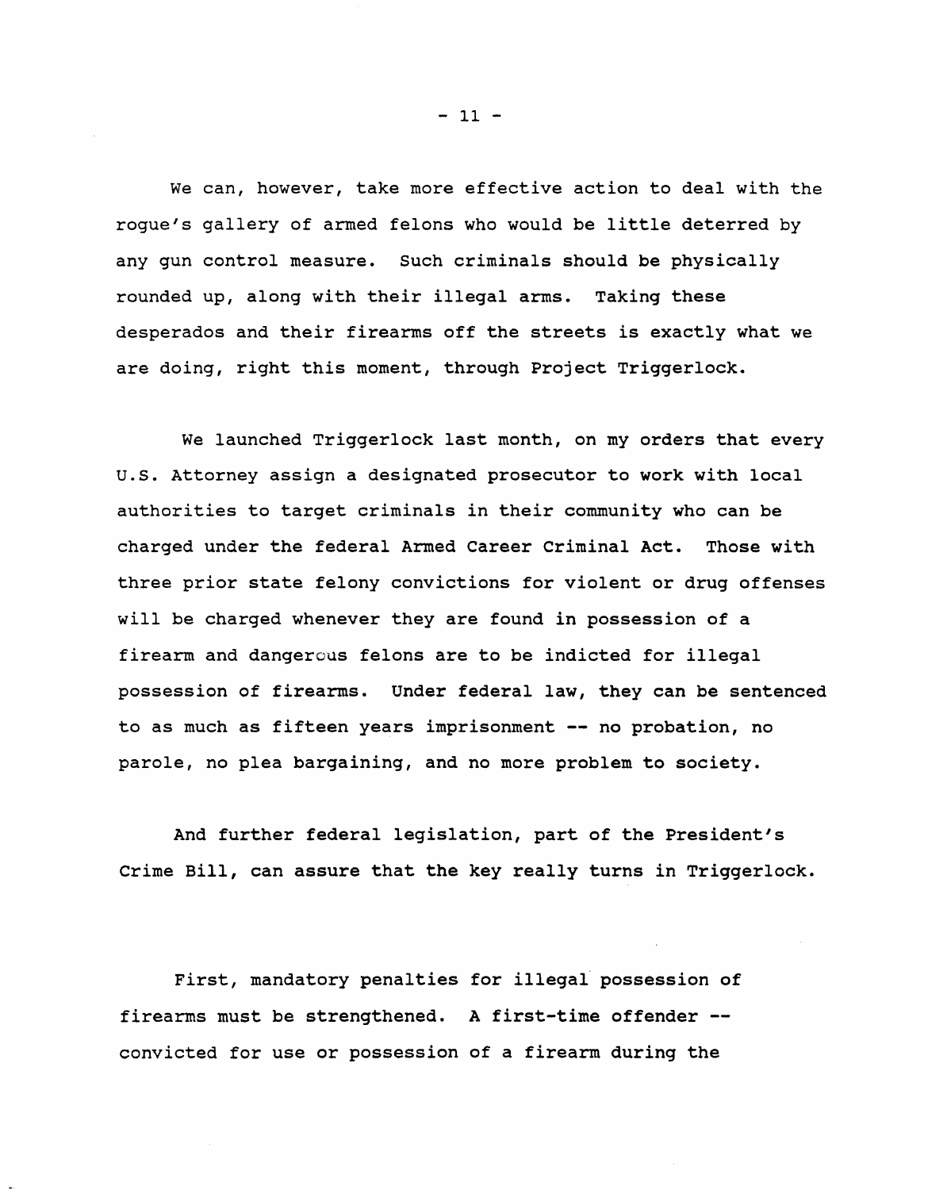We can, however, take more effective action to deal with the rogue's gallery of armed felons who would be little deterred by any gun control measure. Such criminals should be physically rounded up, along with their illegal arms. Taking these desperados and their firearms off the streets is exactly what we are doing, right this moment, through Project Triggerlock.

We launched Triggerlock last month, on my orders that every U.S. Attorney assign a designated prosecutor to work with local authorities to target criminals in their community who can be charged under the federal Armed Career Criminal Act. Those with three prior state felony convictions for violent or drug offenses will be charged whenever they are found in possession of a firearm and dangerous felons are to be indicted for illegal possession of firearms. Under federal law, they can be sentenced to as much as fifteen years imprisonment -- no probation, no parole, no plea bargaining, and no more problem to society.

And further federal legislation, part of the President's Crime Bill, can assure that the key really turns in Triggerlock.

First, mandatory penalties for illegal possession of firearms must be strengthened. A first-time offender -- convicted for use or possession of a firearm during the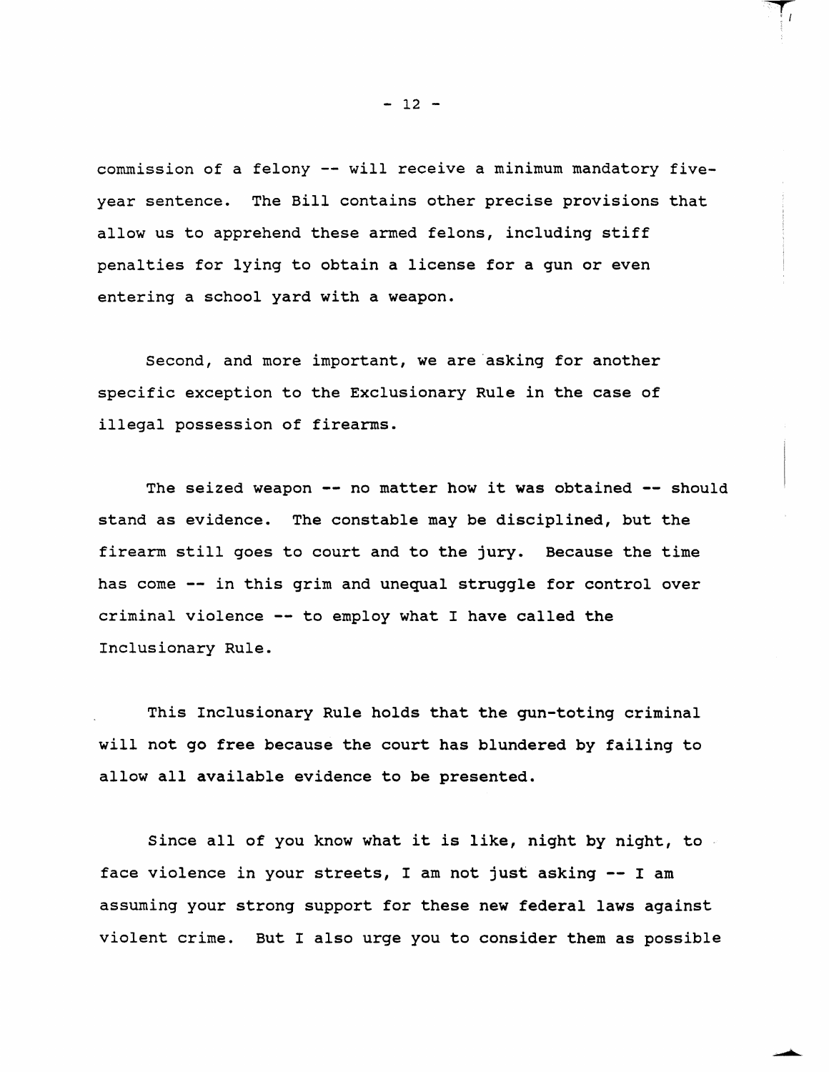commission of a felony -- will receive a minimum mandatory five-year sentence. The Bill contains other precise provisions that allow us to apprehend these armed felons, including stiff penalties for lying to obtain a license for a gun or even entering a school yard with a weapon.

Second, and more important, we are asking for another specific exception to the Exclusionary Rule in the case of illegal possession of firearms.

The seized weapon -- no matter how it was obtained -- should stand as evidence. The constable may be disciplined, but the firearm still goes to court and to the jury. Because the time has come -- in this grim and unequal struggle for control over criminal violence -- to employ what I have called the Inclusionary Rule.

This Inclusionary Rule holds that the gun-toting criminal will not go free because the court has blundered by failing to allow all available evidence to be presented.

Since all of you know what it is like, night by night, to face violence in your streets, I am not just asking -- I am assuming your strong support for these new federal laws against violent crime. But I also urge you to consider them as possible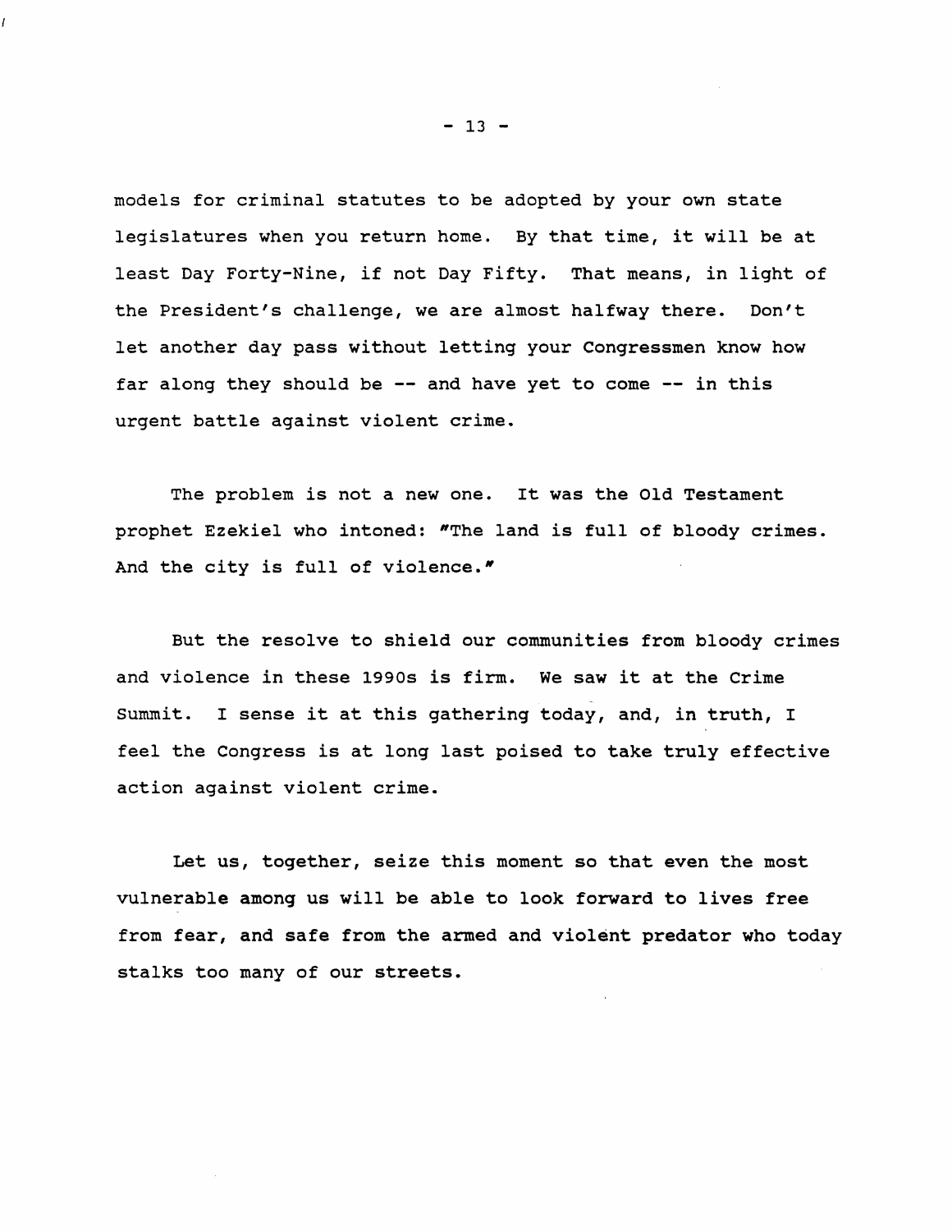models for criminal statutes to be adopted by your own state legislatures when you return home. By that time, it will be at least Day Forty-Nine, if not Day Fifty. That means, in light of the President's challenge, we are almost halfway there. Don't let another day pass without letting your Congressmen know how far along they should be -- and have yet to come -- in this urgent battle against violent crime.

The problem is not a new one. It was the Old Testament prophet Ezekiel who intoned: "The land is full of bloody crimes. And the city is full of violence."

But the resolve to shield our communities from bloody crimes and violence in these 1990s is firm. We saw it at the Crime Summit. I sense it at this gathering today, and, in truth, I feel the Congress is at long last poised to take truly effective action against violent crime.

Let us, together, seize this moment so that even the most vulnerable among us will be able to look forward to lives free from fear, and safe from the armed and violent predator who today stalks too many of our streets.